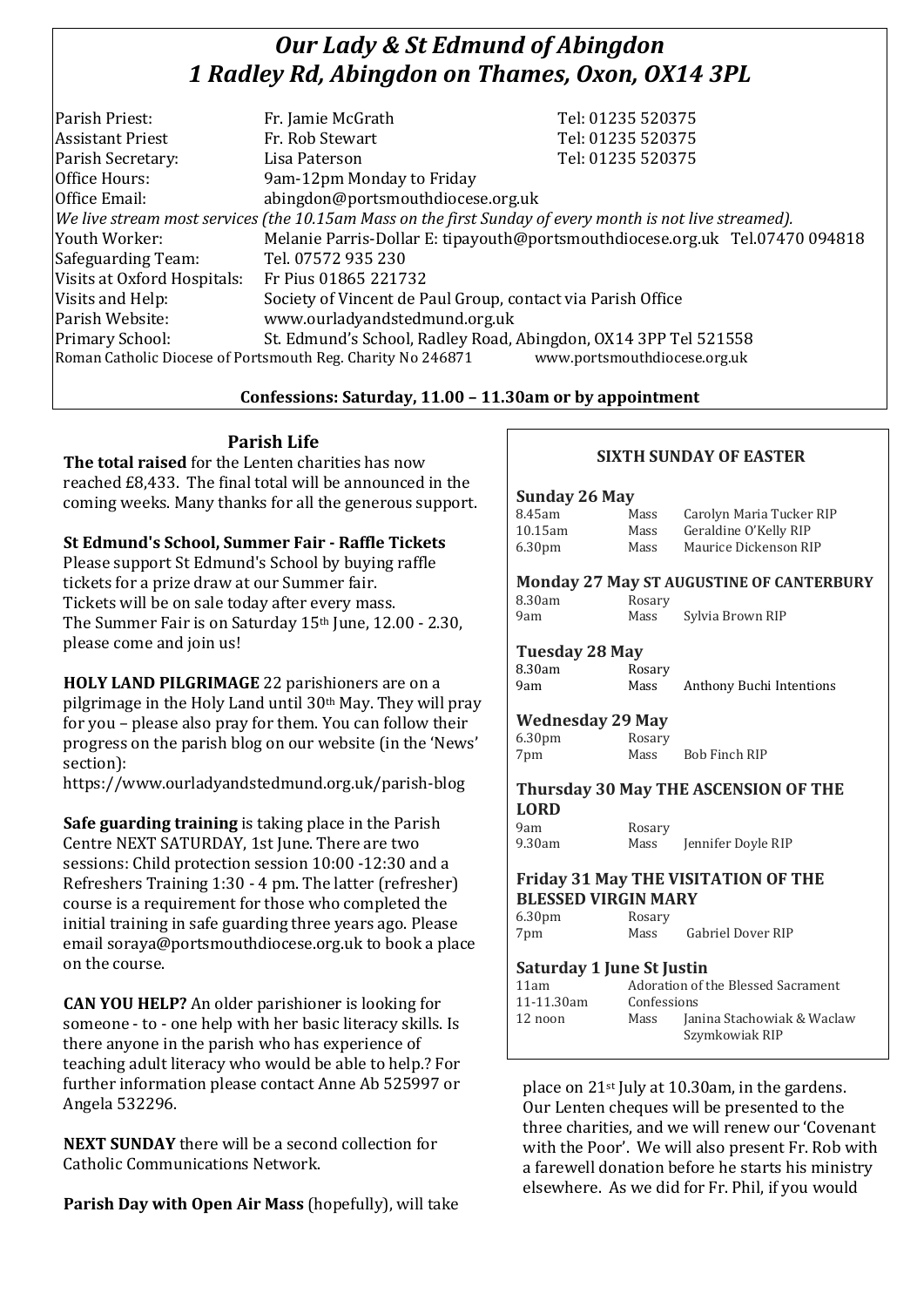# *Our Lady & St Edmund of Abingdon*
# *1 Radley Rd, Abingdon on Thames, Oxon, OX14 3PL*

| | | |
|---|---|---|
| Parish Priest: | Fr. Jamie McGrath | Tel: 01235 520375 |
| Assistant Priest | Fr. Rob Stewart | Tel: 01235 520375 |
| Parish Secretary: | Lisa Paterson | Tel: 01235 520375 |
| Office Hours: | 9am-12pm Monday to Friday | |
| Office Email: | abingdon@portsmouthdiocese.org.uk | |

*We live stream most services (the 10.15am Mass on the first Sunday of every month is not live streamed).*

| | |
|---|---|
| Youth Worker: | Melanie Parris-Dollar E: tipayouth@portsmouthdiocese.org.uk Tel.07470 094818 |
| Safeguarding Team: | Tel. 07572 935 230 |
| Visits at Oxford Hospitals: | Fr Pius 01865 221732 |
| Visits and Help: | Society of Vincent de Paul Group, contact via Parish Office |
| Parish Website: | www.ourladyandstedmund.org.uk |
| Primary School: | St. Edmund's School, Radley Road, Abingdon, OX14 3PP Tel 521558 |

Roman Catholic Diocese of Portsmouth Reg. Charity No 246871 www.portsmouthdiocese.org.uk

**Confessions: Saturday, 11.00 – 11.30am or by appointment**

## Parish Life

**The total raised** for the Lenten charities has now reached £8,433. The final total will be announced in the coming weeks. Many thanks for all the generous support.

**St Edmund's School, Summer Fair - Raffle Tickets**
Please support St Edmund's School by buying raffle tickets for a prize draw at our Summer fair. Tickets will be on sale today after every mass. The Summer Fair is on Saturday 15th June, 12.00 - 2.30, please come and join us!

**HOLY LAND PILGRIMAGE** 22 parishioners are on a pilgrimage in the Holy Land until 30th May. They will pray for you – please also pray for them. You can follow their progress on the parish blog on our website (in the 'News' section):
https://www.ourladyandstedmund.org.uk/parish-blog

**Safe guarding training** is taking place in the Parish Centre NEXT SATURDAY, 1st June. There are two sessions: Child protection session 10:00 -12:30 and a Refreshers Training 1:30 - 4 pm. The latter (refresher) course is a requirement for those who completed the initial training in safe guarding three years ago. Please email soraya@portsmouthdiocese.org.uk to book a place on the course.

**CAN YOU HELP?** An older parishioner is looking for someone - to - one help with her basic literacy skills. Is there anyone in the parish who has experience of teaching adult literacy who would be able to help.? For further information please contact Anne Ab 525997 or Angela 532296.

**NEXT SUNDAY** there will be a second collection for Catholic Communications Network.

**Parish Day with Open Air Mass** (hopefully), will take place on 21st July at 10.30am, in the gardens. Our Lenten cheques will be presented to the three charities, and we will renew our 'Covenant with the Poor'. We will also present Fr. Rob with a farewell donation before he starts his ministry elsewhere. As we did for Fr. Phil, if you would

## SIXTH SUNDAY OF EASTER

**Sunday 26 May**

| | | |
|---|---|---|
| 8.45am | Mass | Carolyn Maria Tucker RIP |
| 10.15am | Mass | Geraldine O'Kelly RIP |
| 6.30pm | Mass | Maurice Dickenson RIP |

**Monday 27 May ST AUGUSTINE OF CANTERBURY**

| | | |
|---|---|---|
| 8.30am | Rosary | |
| 9am | Mass | Sylvia Brown RIP |

**Tuesday 28 May**

| | | |
|---|---|---|
| 8.30am | Rosary | |
| 9am | Mass | Anthony Buchi Intentions |

**Wednesday 29 May**

| | | |
|---|---|---|
| 6.30pm | Rosary | |
| 7pm | Mass | Bob Finch RIP |

**Thursday 30 May THE ASCENSION OF THE LORD**

| | | |
|---|---|---|
| 9am | Rosary | |
| 9.30am | Mass | Jennifer Doyle RIP |

**Friday 31 May THE VISITATION OF THE BLESSED VIRGIN MARY**

| | | |
|---|---|---|
| 6.30pm | Rosary | |
| 7pm | Mass | Gabriel Dover RIP |

**Saturday 1 June St Justin**

| | | |
|---|---|---|
| 11am | Adoration of the Blessed Sacrament | |
| 11-11.30am | Confessions | |
| 12 noon | Mass | Janina Stachowiak & Waclaw Szymkowiak RIP |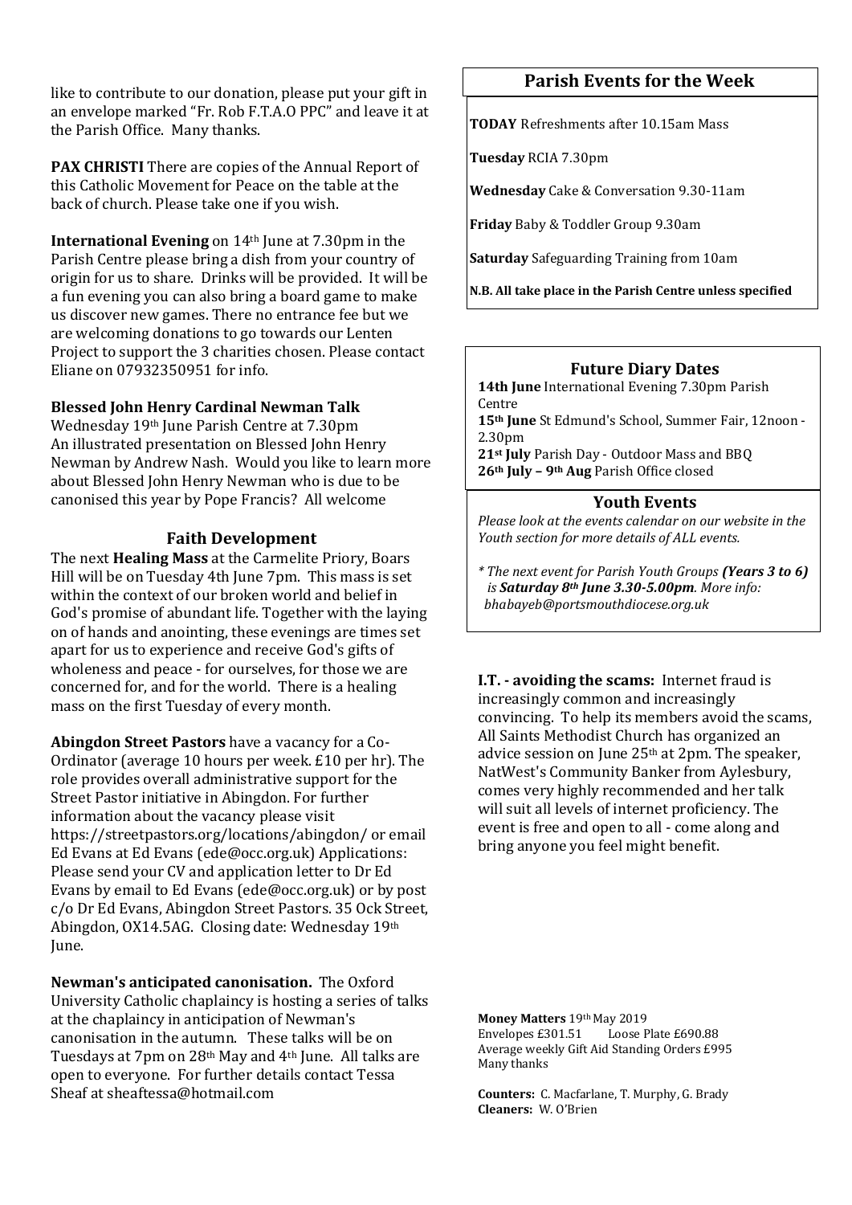like to contribute to our donation, please put your gift in an envelope marked "Fr. Rob F.T.A.O PPC" and leave it at the Parish Office. Many thanks.

**PAX CHRISTI** There are copies of the Annual Report of this Catholic Movement for Peace on the table at the back of church. Please take one if you wish.

**International Evening** on 14th June at 7.30pm in the Parish Centre please bring a dish from your country of origin for us to share. Drinks will be provided. It will be a fun evening you can also bring a board game to make us discover new games. There no entrance fee but we are welcoming donations to go towards our Lenten Project to support the 3 charities chosen. Please contact Eliane on 07932350951 for info.

**Blessed John Henry Cardinal Newman Talk**
Wednesday 19th June Parish Centre at 7.30pm
An illustrated presentation on Blessed John Henry Newman by Andrew Nash. Would you like to learn more about Blessed John Henry Newman who is due to be canonised this year by Pope Francis? All welcome

### Faith Development

The next **Healing Mass** at the Carmelite Priory, Boars Hill will be on Tuesday 4th June 7pm. This mass is set within the context of our broken world and belief in God's promise of abundant life. Together with the laying on of hands and anointing, these evenings are times set apart for us to experience and receive God's gifts of wholeness and peace - for ourselves, for those we are concerned for, and for the world. There is a healing mass on the first Tuesday of every month.

**Abingdon Street Pastors** have a vacancy for a Co-Ordinator (average 10 hours per week. £10 per hr). The role provides overall administrative support for the Street Pastor initiative in Abingdon. For further information about the vacancy please visit https://streetpastors.org/locations/abingdon/ or email Ed Evans at Ed Evans (ede@occ.org.uk) Applications: Please send your CV and application letter to Dr Ed Evans by email to Ed Evans (ede@occ.org.uk) or by post c/o Dr Ed Evans, Abingdon Street Pastors. 35 Ock Street, Abingdon, OX14.5AG. Closing date: Wednesday 19th June.

**Newman's anticipated canonisation.** The Oxford University Catholic chaplaincy is hosting a series of talks at the chaplaincy in anticipation of Newman's canonisation in the autumn. These talks will be on Tuesdays at 7pm on 28th May and 4th June. All talks are open to everyone. For further details contact Tessa Sheaf at sheaftessa@hotmail.com

## Parish Events for the Week

**TODAY** Refreshments after 10.15am Mass

**Tuesday** RCIA 7.30pm

**Wednesday** Cake & Conversation 9.30-11am

**Friday** Baby & Toddler Group 9.30am

**Saturday** Safeguarding Training from 10am

**N.B. All take place in the Parish Centre unless specified**

### Future Diary Dates

**14th June** International Evening 7.30pm Parish Centre
**15th June** St Edmund's School, Summer Fair, 12noon - 2.30pm
**21st July** Parish Day - Outdoor Mass and BBQ
**26th July – 9th Aug** Parish Office closed

### Youth Events

*Please look at the events calendar on our website in the Youth section for more details of ALL events.*

*\* The next event for Parish Youth Groups **(Years 3 to 6)** is **Saturday 8th June 3.30-5.00pm**. More info: bhabayeb@portsmouthdiocese.org.uk*

**I.T. - avoiding the scams:** Internet fraud is increasingly common and increasingly convincing. To help its members avoid the scams, All Saints Methodist Church has organized an advice session on June 25th at 2pm. The speaker, NatWest's Community Banker from Aylesbury, comes very highly recommended and her talk will suit all levels of internet proficiency. The event is free and open to all - come along and bring anyone you feel might benefit.

**Money Matters** 19th May 2019
Envelopes £301.51 Loose Plate £690.88
Average weekly Gift Aid Standing Orders £995
Many thanks

**Counters:** C. Macfarlane, T. Murphy, G. Brady
**Cleaners:** W. O'Brien